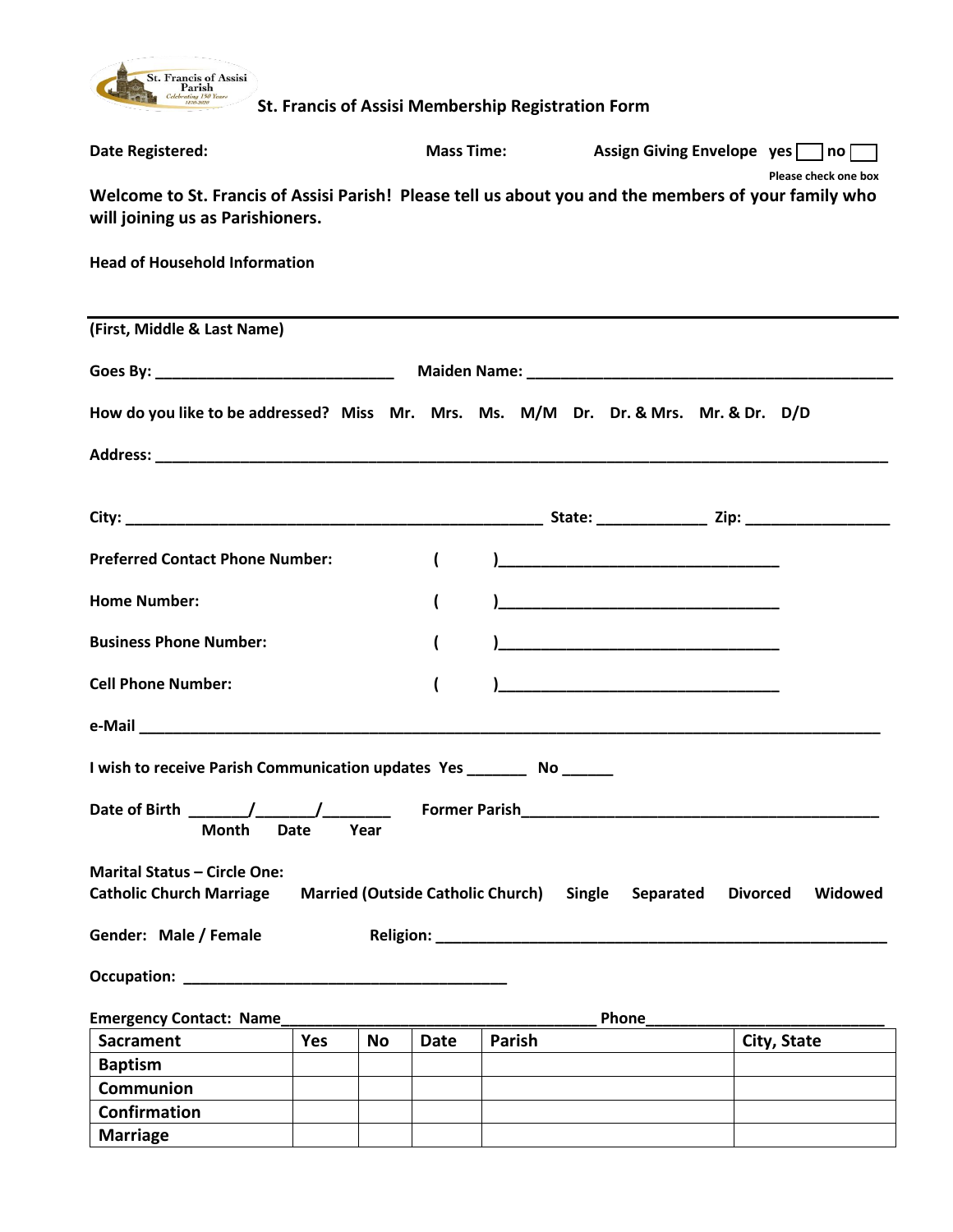St. Francis of Assisi Parish
*Celebrating 150 Years*

# St. Francis of Assisi Membership Registration Form

**Date Registered:** **Mass Time:** **Assign Giving Envelope** yes ☐ no ☐
Please check one box

**Welcome to St. Francis of Assisi Parish! Please tell us about you and the members of your family who will joining us as Parishioners.**

**Head of Household Information**

---

**(First, Middle & Last Name)**

**Goes By:** ____________________________ **Maiden Name:** ____________________________________________

**How do you like to be addressed?** Miss Mr. Mrs. Ms. M/M Dr. Dr. & Mrs. Mr. & Dr. D/D

**Address:** ________________________________________________________________________________________

**City:** __________________________________________________ **State:** _____________ **Zip:** _________________

**Preferred Contact Phone Number:** ( )_________________________________

**Home Number:** ( )_________________________________

**Business Phone Number:** ( )_________________________________

**Cell Phone Number:** ( )_________________________________

**e-Mail** _________________________________________________________________________________________

**I wish to receive Parish Communication updates Yes _______ No ______**

**Date of Birth** _______/_______/________ **Former Parish**_____________________________________________
Month Date Year

**Marital Status – Circle One:**
Catholic Church Marriage Married (Outside Catholic Church) Single Separated Divorced Widowed

**Gender:** Male / Female **Religion:** ______________________________________________________

**Occupation:** _______________________________________

**Emergency Contact: Name**______________________________________ **Phone**_____________________________

| Sacrament | Yes | No | Date | Parish | City, State |
|---|---|---|---|---|---|
| Baptism | | | | | |
| Communion | | | | | |
| Confirmation | | | | | |
| Marriage | | | | | |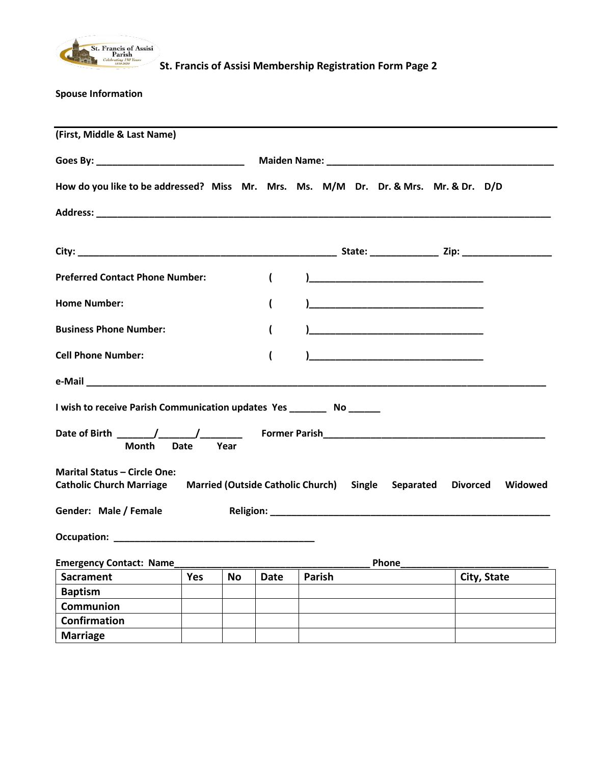St. Francis of Assisi Parish

# St. Francis of Assisi Membership Registration Form Page 2

**Spouse Information**

---

**(First, Middle & Last Name)**

**Goes By:** ____________________________ **Maiden Name:** ____________________________________________

**How do you like to be addressed?** Miss Mr. Mrs. Ms. M/M Dr. Dr. & Mrs. Mr. & Dr. D/D

**Address:** ____________________________________________________________________________________

**City:** __________________________________________________ **State:** _____________ **Zip:** _________________

**Preferred Contact Phone Number:** ( )_________________________________

**Home Number:** ( )_________________________________

**Business Phone Number:** ( )_________________________________

**Cell Phone Number:** ( )_________________________________

**e-Mail** __________________________________________________________________________________________

**I wish to receive Parish Communication updates Yes** _______ **No** ______

**Date of Birth** _______/_______/________ **Former Parish**_____________________________________________
Month Date Year

**Marital Status – Circle One:**
**Catholic Church Marriage Married (Outside Catholic Church) Single Separated Divorced Widowed**

**Gender: Male / Female** **Religion:** ________________________________________________________

**Occupation:** ______________________________________

**Emergency Contact: Name**______________________________________ **Phone**_____________________________

| Sacrament | Yes | No | Date | Parish | City, State |
|---|---|---|---|---|---|
| Baptism | | | | | |
| Communion | | | | | |
| Confirmation | | | | | |
| Marriage | | | | | |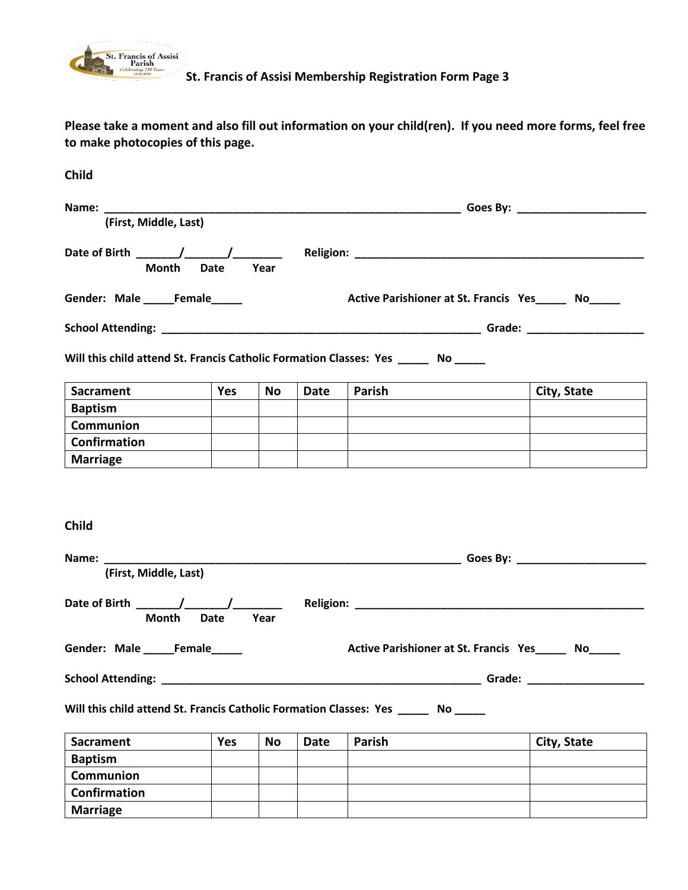**St. Francis of Assisi Membership Registration Form Page 3**

**Please take a moment and also fill out information on your child(ren). If you need more forms, feel free to make photocopies of this page.**

**Child**

**Name:** ____________________________________________________________ **Goes By:** _____________________
**(First, Middle, Last)**

**Date of Birth** _______/_______/________ **Religion:** _________________________________________________
**Month Date Year**

**Gender: Male** _____**Female**_____ **Active Parishioner at St. Francis Yes**_____ **No**_____

**School Attending:** ______________________________________________________ **Grade:** ____________________

**Will this child attend St. Francis Catholic Formation Classes: Yes** _____ **No** _____

| Sacrament | Yes | No | Date | Parish | City, State |
|---|---|---|---|---|---|
| Baptism | | | | | |
| Communion | | | | | |
| Confirmation | | | | | |
| Marriage | | | | | |

**Child**

**Name:** ____________________________________________________________ **Goes By:** _____________________
**(First, Middle, Last)**

**Date of Birth** _______/_______/________ **Religion:** _________________________________________________
**Month Date Year**

**Gender: Male** _____**Female**_____ **Active Parishioner at St. Francis Yes**_____ **No**_____

**School Attending:** ______________________________________________________ **Grade:** ____________________

**Will this child attend St. Francis Catholic Formation Classes: Yes** _____ **No** _____

| Sacrament | Yes | No | Date | Parish | City, State |
|---|---|---|---|---|---|
| Baptism | | | | | |
| Communion | | | | | |
| Confirmation | | | | | |
| Marriage | | | | | |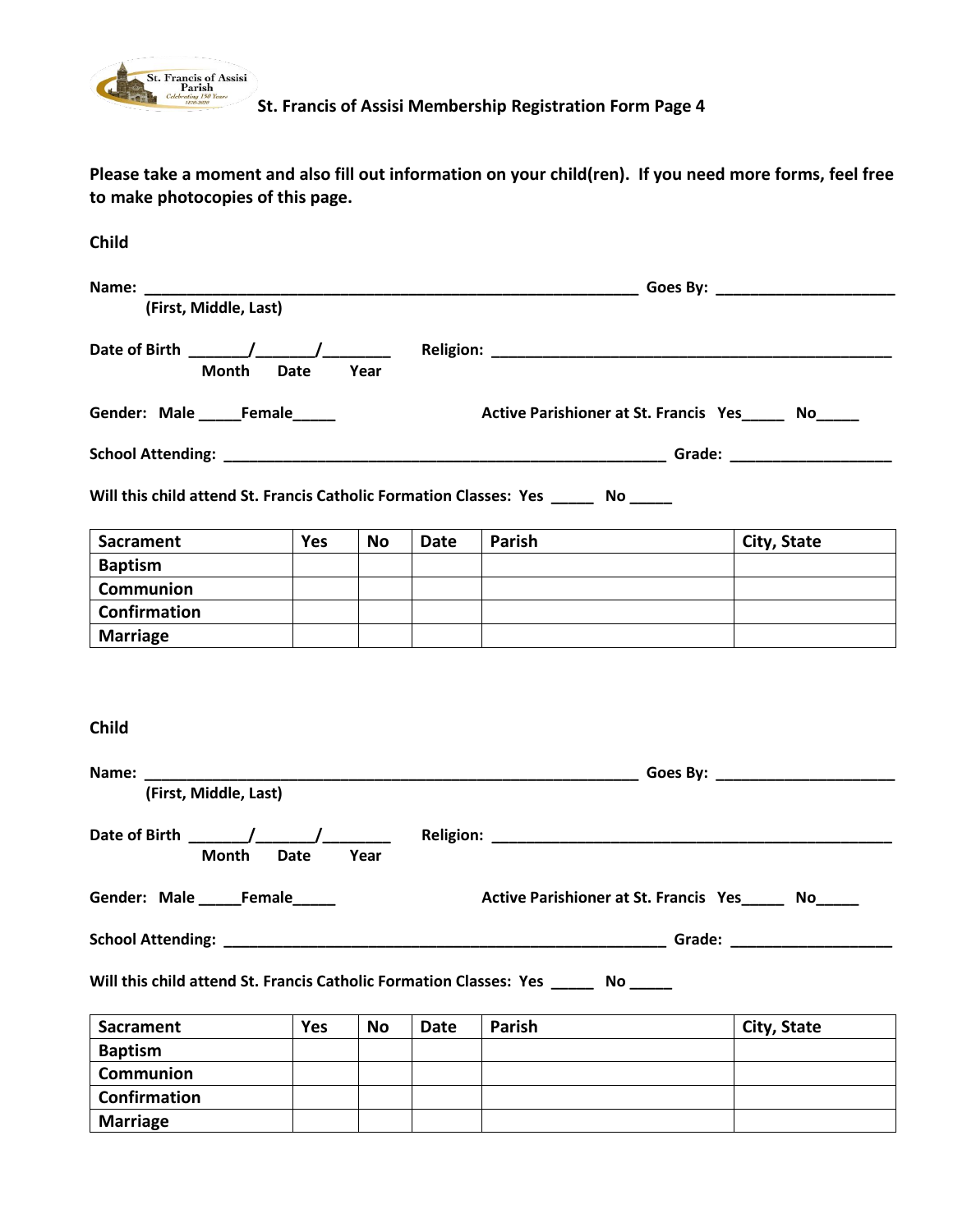**St. Francis of Assisi Membership Registration Form Page 4**

**Please take a moment and also fill out information on your child(ren). If you need more forms, feel free to make photocopies of this page.**

**Child**

**Name:** ____________________________________________________________ **Goes By:** _____________________
**(First, Middle, Last)**

**Date of Birth** _______/_______/________ **Religion:** _________________________________________________
**Month Date Year**

**Gender: Male** _____**Female**_____ **Active Parishioner at St. Francis Yes**_____ **No**_____

**School Attending:** ______________________________________________________ **Grade:** ____________________

**Will this child attend St. Francis Catholic Formation Classes: Yes** _____ **No** _____

| Sacrament | Yes | No | Date | Parish | City, State |
|---|---|---|---|---|---|
| Baptism | | | | | |
| Communion | | | | | |
| Confirmation | | | | | |
| Marriage | | | | | |

**Child**

**Name:** ____________________________________________________________ **Goes By:** _____________________
**(First, Middle, Last)**

**Date of Birth** _______/_______/________ **Religion:** _________________________________________________
**Month Date Year**

**Gender: Male** _____**Female**_____ **Active Parishioner at St. Francis Yes**_____ **No**_____

**School Attending:** ______________________________________________________ **Grade:** ____________________

**Will this child attend St. Francis Catholic Formation Classes: Yes** _____ **No** _____

| Sacrament | Yes | No | Date | Parish | City, State |
|---|---|---|---|---|---|
| Baptism | | | | | |
| Communion | | | | | |
| Confirmation | | | | | |
| Marriage | | | | | |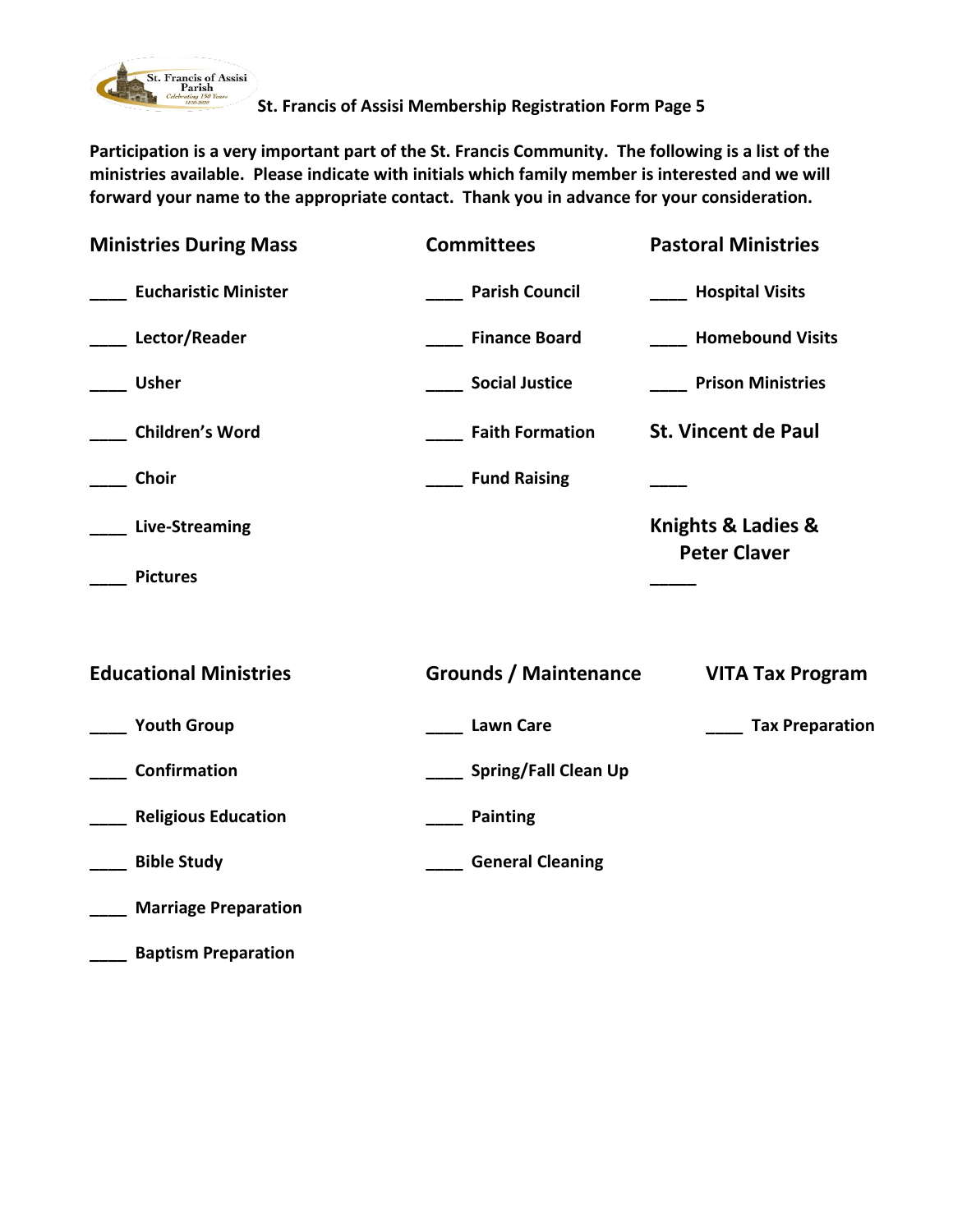St. Francis of Assisi Parish
*Celebrating 150 Years*

**St. Francis of Assisi Membership Registration Form Page 5**

**Participation is a very important part of the St. Francis Community. The following is a list of the ministries available. Please indicate with initials which family member is interested and we will forward your name to the appropriate contact. Thank you in advance for your consideration.**

## Ministries During Mass

- ____ Eucharistic Minister
- ____ Lector/Reader
- ____ Usher
- ____ Children's Word
- ____ Choir
- ____ Live-Streaming
- ____ Pictures

## Committees

- ____ Parish Council
- ____ Finance Board
- ____ Social Justice
- ____ Faith Formation
- ____ Fund Raising

## Pastoral Ministries

- ____ Hospital Visits
- ____ Homebound Visits
- ____ Prison Ministries

## St. Vincent de Paul

____

## Knights & Ladies & Peter Claver

_____

## Educational Ministries

- ____ Youth Group
- ____ Confirmation
- ____ Religious Education
- ____ Bible Study
- ____ Marriage Preparation
- ____ Baptism Preparation

## Grounds / Maintenance

- ____ Lawn Care
- ____ Spring/Fall Clean Up
- ____ Painting
- ____ General Cleaning

## VITA Tax Program

- ____ Tax Preparation